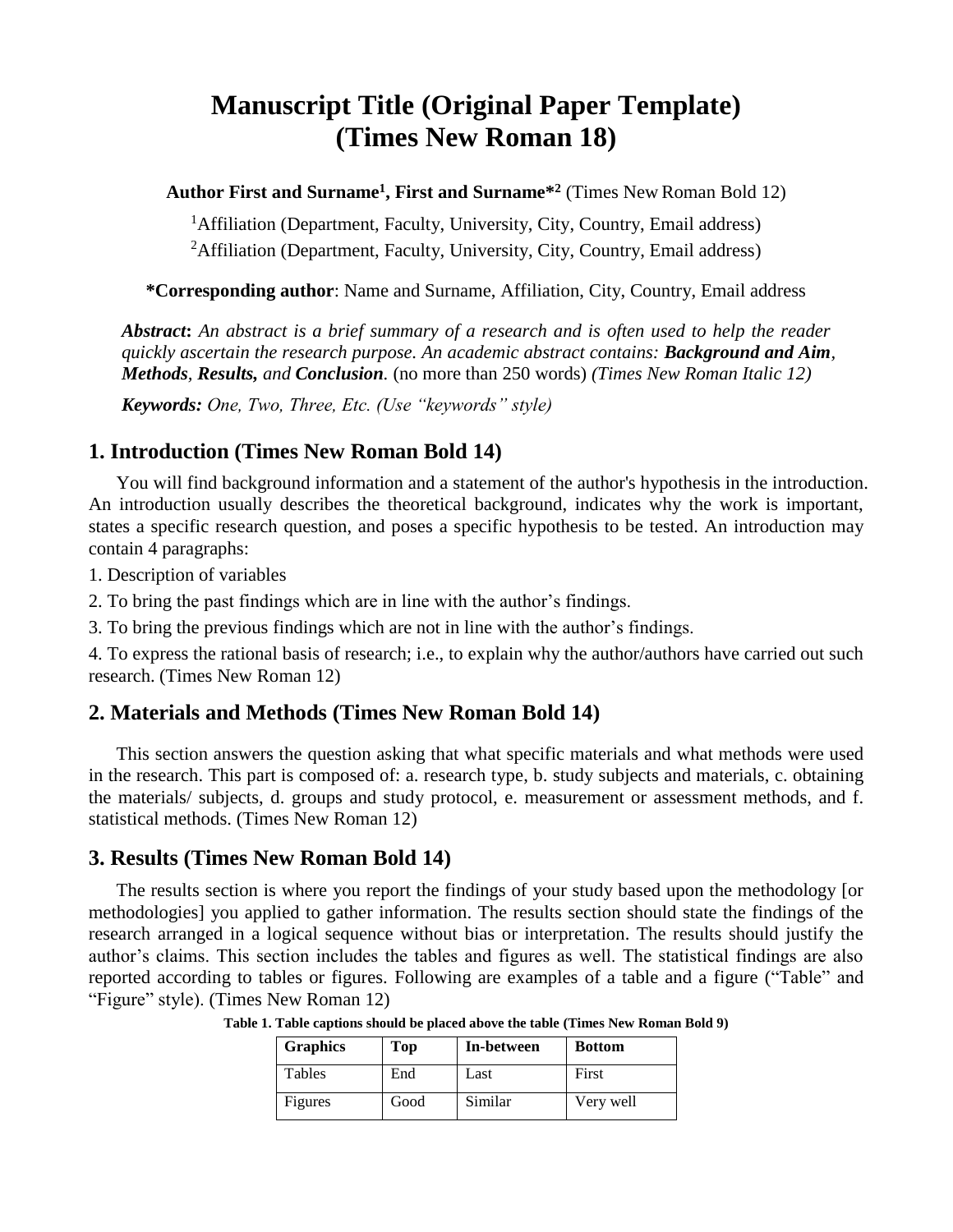# Manuscript Title (Original Paper Template) (Times New Roman 18)

**Author First and Surname[1], First and Surname*[2]** (Times New Roman Bold 12)

[1]Affiliation (Department, Faculty, University, City, Country, Email address)

[2]Affiliation (Department, Faculty, University, City, Country, Email address)

**\*Corresponding author**: Name and Surname, Affiliation, City, Country, Email address

***Abstract*:** *An abstract is a brief summary of a research and is often used to help the reader quickly ascertain the research purpose. An academic abstract contains:* ***Background and Aim****,* ***Methods****,* ***Results,*** *and* ***Conclusion****.* (no more than 250 words) *(Times New Roman Italic 12)*

***Keywords:*** *One, Two, Three, Etc. (Use "keywords" style)*

## 1. Introduction (Times New Roman Bold 14)

You will find background information and a statement of the author's hypothesis in the introduction. An introduction usually describes the theoretical background, indicates why the work is important, states a specific research question, and poses a specific hypothesis to be tested. An introduction may contain 4 paragraphs:

1. Description of variables
2. To bring the past findings which are in line with the author's findings.
3. To bring the previous findings which are not in line with the author's findings.
4. To express the rational basis of research; i.e., to explain why the author/authors have carried out such research. (Times New Roman 12)

## 2. Materials and Methods (Times New Roman Bold 14)

This section answers the question asking that what specific materials and what methods were used in the research. This part is composed of: a. research type, b. study subjects and materials, c. obtaining the materials/ subjects, d. groups and study protocol, e. measurement or assessment methods, and f. statistical methods. (Times New Roman 12)

## 3. Results (Times New Roman Bold 14)

The results section is where you report the findings of your study based upon the methodology [or methodologies] you applied to gather information. The results section should state the findings of the research arranged in a logical sequence without bias or interpretation. The results should justify the author's claims. This section includes the tables and figures as well. The statistical findings are also reported according to tables or figures. Following are examples of a table and a figure ("Table" and "Figure" style). (Times New Roman 12)

**Table 1. Table captions should be placed above the table (Times New Roman Bold 9)**

| Graphics | Top | In-between | Bottom |
|---|---|---|---|
| Tables | End | Last | First |
| Figures | Good | Similar | Very well |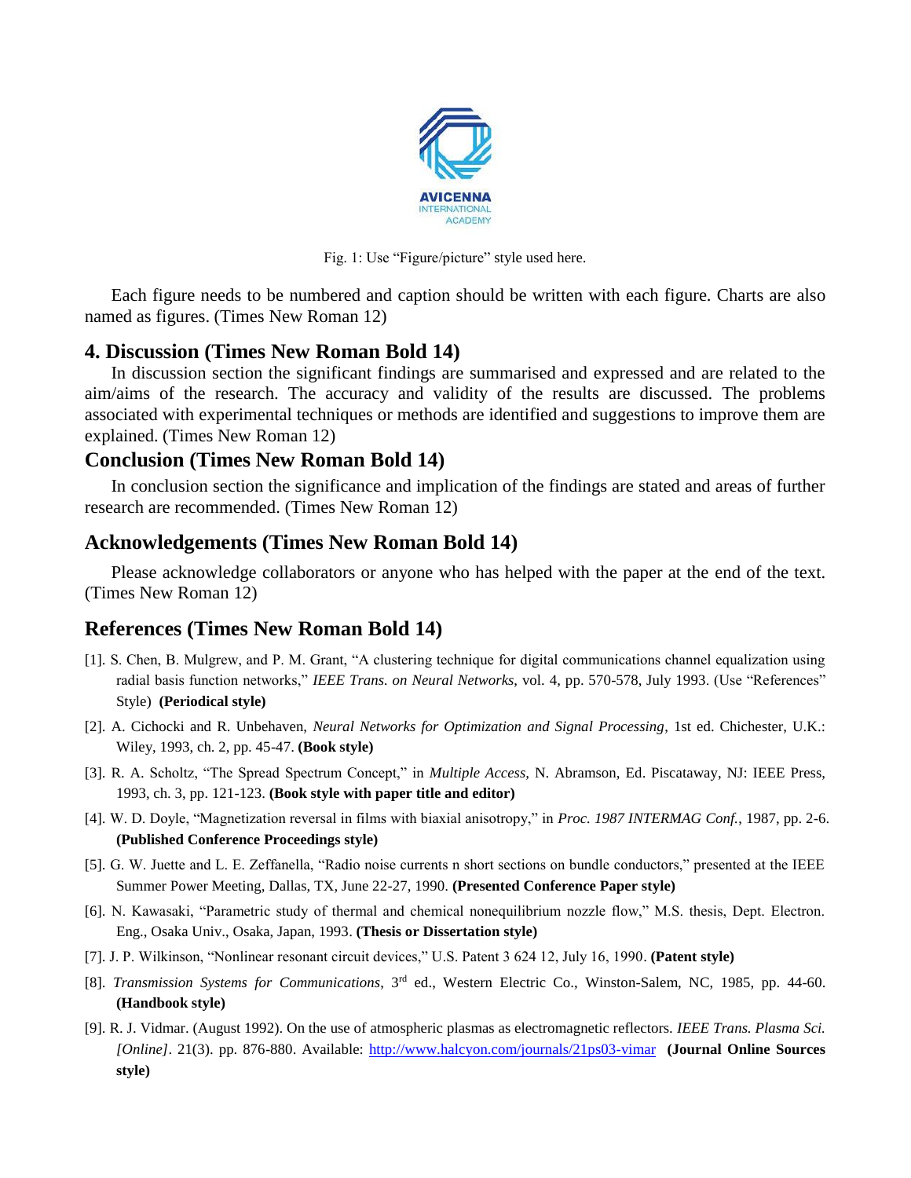Fig. 1: Use "Figure/picture" style used here.

Each figure needs to be numbered and caption should be written with each figure. Charts are also named as figures. (Times New Roman 12)

## 4. Discussion (Times New Roman Bold 14)

In discussion section the significant findings are summarised and expressed and are related to the aim/aims of the research. The accuracy and validity of the results are discussed. The problems associated with experimental techniques or methods are identified and suggestions to improve them are explained. (Times New Roman 12)

## Conclusion (Times New Roman Bold 14)

In conclusion section the significance and implication of the findings are stated and areas of further research are recommended. (Times New Roman 12)

## Acknowledgements (Times New Roman Bold 14)

Please acknowledge collaborators or anyone who has helped with the paper at the end of the text. (Times New Roman 12)

## References (Times New Roman Bold 14)

[1]. S. Chen, B. Mulgrew, and P. M. Grant, "A clustering technique for digital communications channel equalization using radial basis function networks," *IEEE Trans. on Neural Networks*, vol. 4, pp. 570-578, July 1993. (Use "References" Style) **(Periodical style)**

[2]. A. Cichocki and R. Unbehaven, *Neural Networks for Optimization and Signal Processing*, 1st ed. Chichester, U.K.: Wiley, 1993, ch. 2, pp. 45-47. **(Book style)**

[3]. R. A. Scholtz, "The Spread Spectrum Concept," in *Multiple Access*, N. Abramson, Ed. Piscataway, NJ: IEEE Press, 1993, ch. 3, pp. 121-123. **(Book style with paper title and editor)**

[4]. W. D. Doyle, "Magnetization reversal in films with biaxial anisotropy," in *Proc. 1987 INTERMAG Conf.*, 1987, pp. 2-6. **(Published Conference Proceedings style)**

[5]. G. W. Juette and L. E. Zeffanella, "Radio noise currents n short sections on bundle conductors," presented at the IEEE Summer Power Meeting, Dallas, TX, June 22-27, 1990. **(Presented Conference Paper style)**

[6]. N. Kawasaki, "Parametric study of thermal and chemical nonequilibrium nozzle flow," M.S. thesis, Dept. Electron. Eng., Osaka Univ., Osaka, Japan, 1993. **(Thesis or Dissertation style)**

[7]. J. P. Wilkinson, "Nonlinear resonant circuit devices," U.S. Patent 3 624 12, July 16, 1990. **(Patent style)**

[8]. *Transmission Systems for Communications*, 3rd ed., Western Electric Co., Winston-Salem, NC, 1985, pp. 44-60. **(Handbook style)**

[9]. R. J. Vidmar. (August 1992). On the use of atmospheric plasmas as electromagnetic reflectors. *IEEE Trans. Plasma Sci. [Online]*. 21(3). pp. 876-880. Available: http://www.halcyon.com/journals/21ps03-vimar **(Journal Online Sources style)**